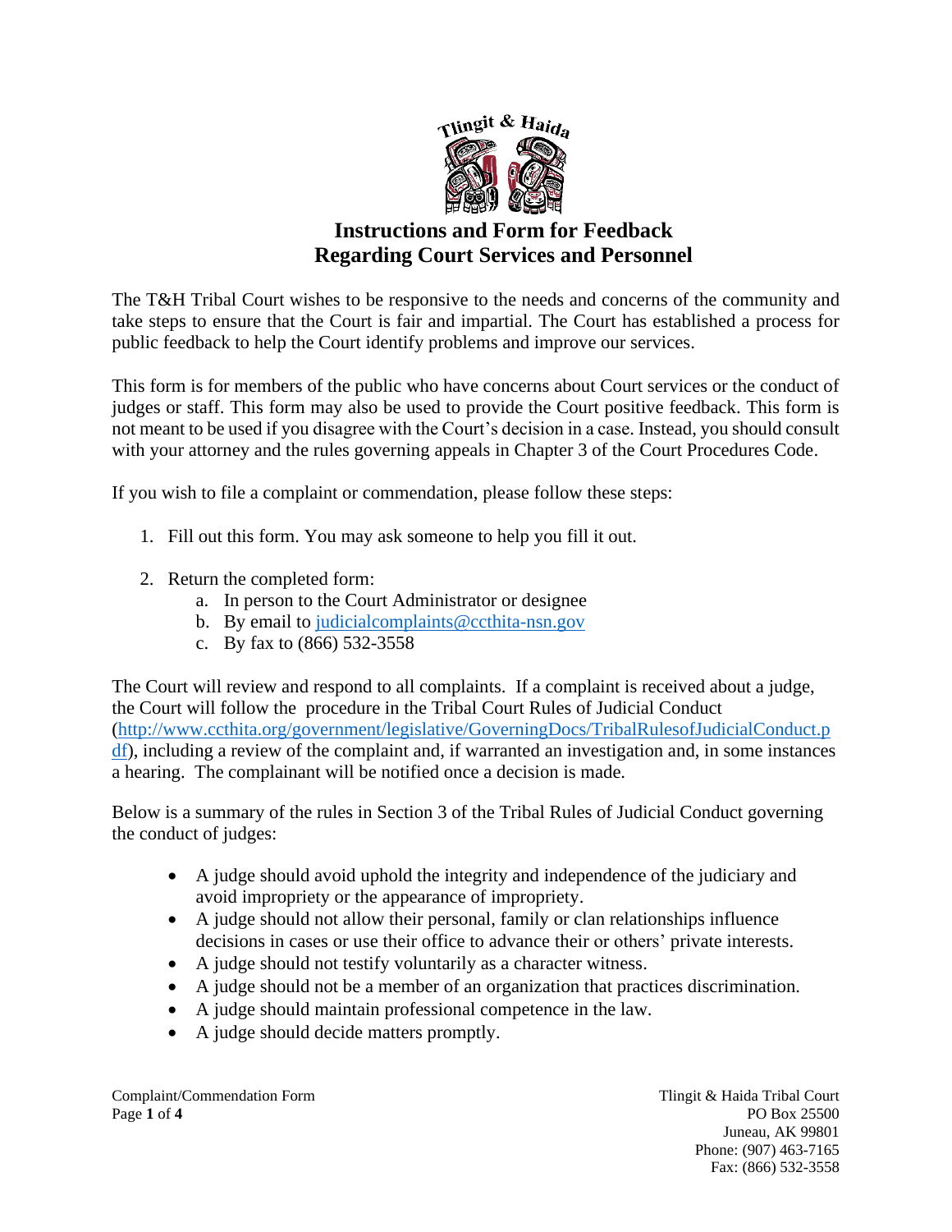# Instructions and Form for Feedback Regarding Court Services and Personnel

The T&H Tribal Court wishes to be responsive to the needs and concerns of the community and take steps to ensure that the Court is fair and impartial. The Court has established a process for public feedback to help the Court identify problems and improve our services.

This form is for members of the public who have concerns about Court services or the conduct of judges or staff. This form may also be used to provide the Court positive feedback. This form is not meant to be used if you disagree with the Court's decision in a case. Instead, you should consult with your attorney and the rules governing appeals in Chapter 3 of the Court Procedures Code.

If you wish to file a complaint or commendation, please follow these steps:

1. Fill out this form. You may ask someone to help you fill it out.

2. Return the completed form:
   a. In person to the Court Administrator or designee
   b. By email to judicialcomplaints@ccthita-nsn.gov
   c. By fax to (866) 532-3558

The Court will review and respond to all complaints. If a complaint is received about a judge, the Court will follow the procedure in the Tribal Court Rules of Judicial Conduct (http://www.ccthita.org/government/legislative/GoverningDocs/TribalRulesofJudicialConduct.pdf), including a review of the complaint and, if warranted an investigation and, in some instances a hearing. The complainant will be notified once a decision is made.

Below is a summary of the rules in Section 3 of the Tribal Rules of Judicial Conduct governing the conduct of judges:

- A judge should avoid uphold the integrity and independence of the judiciary and avoid impropriety or the appearance of impropriety.
- A judge should not allow their personal, family or clan relationships influence decisions in cases or use their office to advance their or others' private interests.
- A judge should not testify voluntarily as a character witness.
- A judge should not be a member of an organization that practices discrimination.
- A judge should maintain professional competence in the law.
- A judge should decide matters promptly.

Tlingit & Haida Tribal Court
PO Box 25500
Juneau, AK 99801
Phone: (907) 463-7165
Fax: (866) 532-3558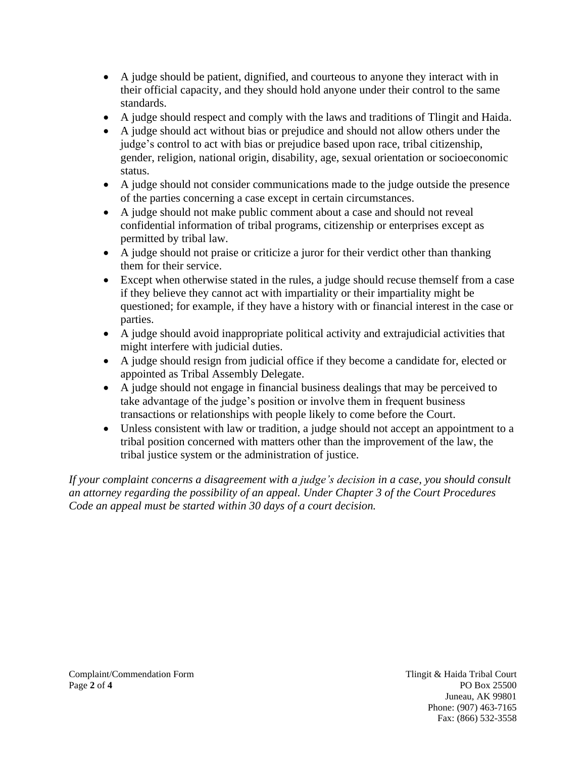- A judge should be patient, dignified, and courteous to anyone they interact with in their official capacity, and they should hold anyone under their control to the same standards.
- A judge should respect and comply with the laws and traditions of Tlingit and Haida.
- A judge should act without bias or prejudice and should not allow others under the judge's control to act with bias or prejudice based upon race, tribal citizenship, gender, religion, national origin, disability, age, sexual orientation or socioeconomic status.
- A judge should not consider communications made to the judge outside the presence of the parties concerning a case except in certain circumstances.
- A judge should not make public comment about a case and should not reveal confidential information of tribal programs, citizenship or enterprises except as permitted by tribal law.
- A judge should not praise or criticize a juror for their verdict other than thanking them for their service.
- Except when otherwise stated in the rules, a judge should recuse themself from a case if they believe they cannot act with impartiality or their impartiality might be questioned; for example, if they have a history with or financial interest in the case or parties.
- A judge should avoid inappropriate political activity and extrajudicial activities that might interfere with judicial duties.
- A judge should resign from judicial office if they become a candidate for, elected or appointed as Tribal Assembly Delegate.
- A judge should not engage in financial business dealings that may be perceived to take advantage of the judge's position or involve them in frequent business transactions or relationships with people likely to come before the Court.
- Unless consistent with law or tradition, a judge should not accept an appointment to a tribal position concerned with matters other than the improvement of the law, the tribal justice system or the administration of justice.

*If your complaint concerns a disagreement with a judge's decision in a case, you should consult an attorney regarding the possibility of an appeal. Under Chapter 3 of the Court Procedures Code an appeal must be started within 30 days of a court decision.*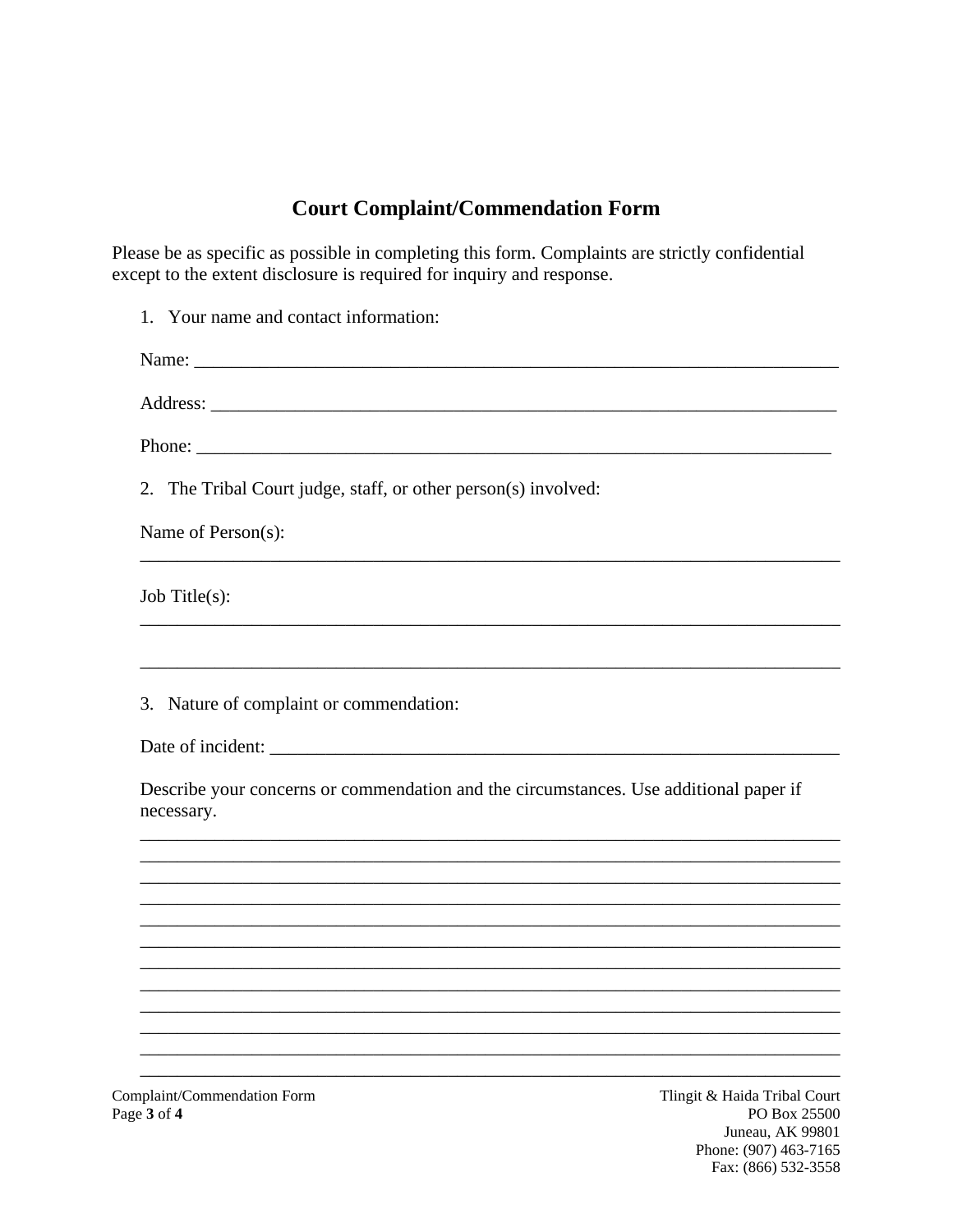# Court Complaint/Commendation Form

Please be as specific as possible in completing this form. Complaints are strictly confidential except to the extent disclosure is required for inquiry and response.

1. Your name and contact information:

   Name: ______________________________________________________________________

   Address: ____________________________________________________________________

   Phone: _____________________________________________________________________

2. The Tribal Court judge, staff, or other person(s) involved:

   Name of Person(s):
   ___________________________________________________________________________

   Job Title(s):
   ___________________________________________________________________________

   ___________________________________________________________________________

3. Nature of complaint or commendation:

   Date of incident: ___________________________________________________________

   Describe your concerns or commendation and the circumstances. Use additional paper if necessary.
   ___________________________________________________________________________
   ___________________________________________________________________________
   ___________________________________________________________________________
   ___________________________________________________________________________
   ___________________________________________________________________________
   ___________________________________________________________________________
   ___________________________________________________________________________
   ___________________________________________________________________________
   ___________________________________________________________________________
   ___________________________________________________________________________
   ___________________________________________________________________________
   ___________________________________________________________________________

Complaint/Commendation Form

Tlingit & Haida Tribal Court
PO Box 25500
Juneau, AK 99801
Phone: (907) 463-7165
Fax: (866) 532-3558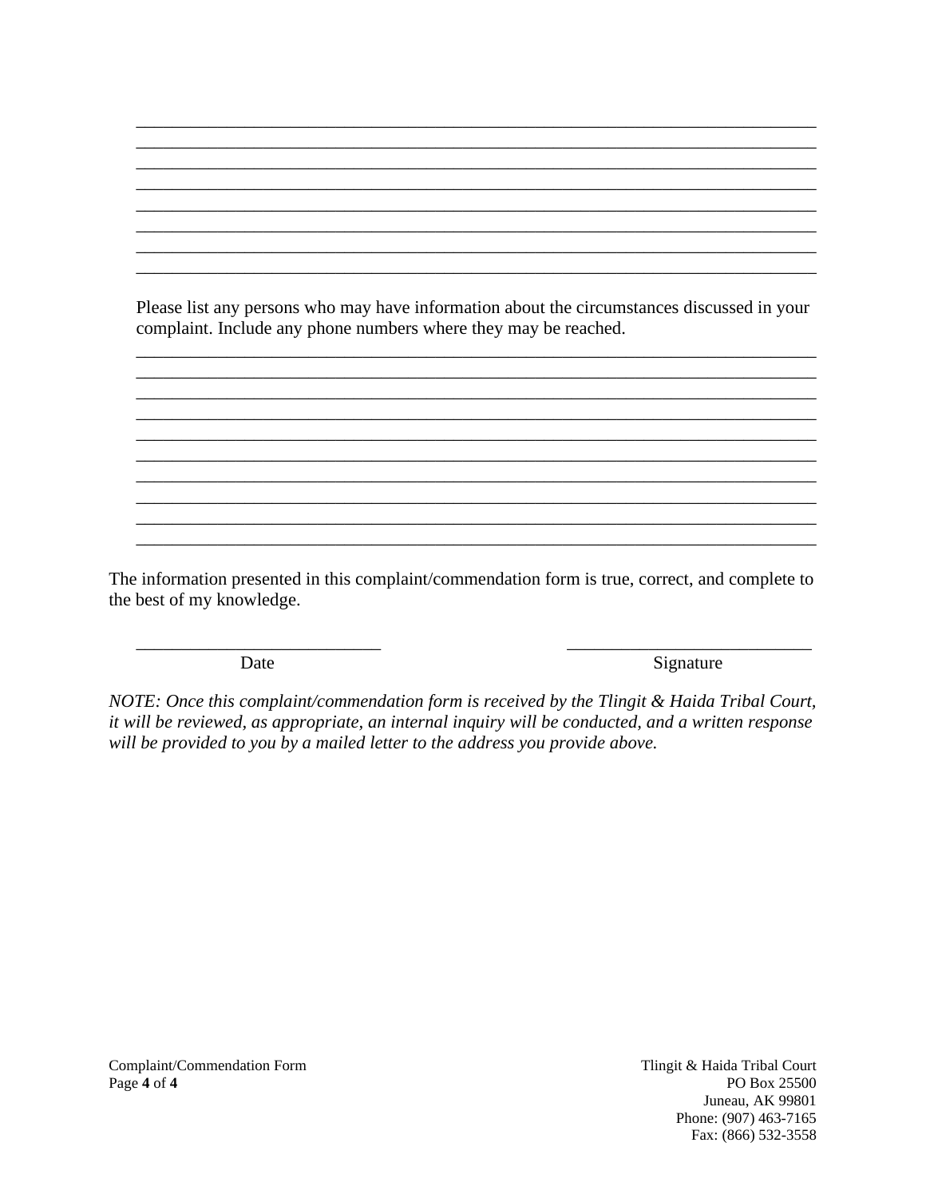\_\_\_\_\_\_\_\_\_\_\_\_\_\_\_\_\_\_\_\_\_\_\_\_\_\_\_\_\_\_\_\_\_\_\_\_\_\_\_\_\_\_\_\_\_\_\_\_\_\_\_\_\_\_\_\_\_\_\_\_\_\_\_\_\_\_\_\_\_\_\_\_\_\_\_\_\_\_

\_\_\_\_\_\_\_\_\_\_\_\_\_\_\_\_\_\_\_\_\_\_\_\_\_\_\_\_\_\_\_\_\_\_\_\_\_\_\_\_\_\_\_\_\_\_\_\_\_\_\_\_\_\_\_\_\_\_\_\_\_\_\_\_\_\_\_\_\_\_\_\_\_\_\_\_\_\_

\_\_\_\_\_\_\_\_\_\_\_\_\_\_\_\_\_\_\_\_\_\_\_\_\_\_\_\_\_\_\_\_\_\_\_\_\_\_\_\_\_\_\_\_\_\_\_\_\_\_\_\_\_\_\_\_\_\_\_\_\_\_\_\_\_\_\_\_\_\_\_\_\_\_\_\_\_\_

\_\_\_\_\_\_\_\_\_\_\_\_\_\_\_\_\_\_\_\_\_\_\_\_\_\_\_\_\_\_\_\_\_\_\_\_\_\_\_\_\_\_\_\_\_\_\_\_\_\_\_\_\_\_\_\_\_\_\_\_\_\_\_\_\_\_\_\_\_\_\_\_\_\_\_\_\_\_

\_\_\_\_\_\_\_\_\_\_\_\_\_\_\_\_\_\_\_\_\_\_\_\_\_\_\_\_\_\_\_\_\_\_\_\_\_\_\_\_\_\_\_\_\_\_\_\_\_\_\_\_\_\_\_\_\_\_\_\_\_\_\_\_\_\_\_\_\_\_\_\_\_\_\_\_\_\_

\_\_\_\_\_\_\_\_\_\_\_\_\_\_\_\_\_\_\_\_\_\_\_\_\_\_\_\_\_\_\_\_\_\_\_\_\_\_\_\_\_\_\_\_\_\_\_\_\_\_\_\_\_\_\_\_\_\_\_\_\_\_\_\_\_\_\_\_\_\_\_\_\_\_\_\_\_\_

\_\_\_\_\_\_\_\_\_\_\_\_\_\_\_\_\_\_\_\_\_\_\_\_\_\_\_\_\_\_\_\_\_\_\_\_\_\_\_\_\_\_\_\_\_\_\_\_\_\_\_\_\_\_\_\_\_\_\_\_\_\_\_\_\_\_\_\_\_\_\_\_\_\_\_\_\_\_

\_\_\_\_\_\_\_\_\_\_\_\_\_\_\_\_\_\_\_\_\_\_\_\_\_\_\_\_\_\_\_\_\_\_\_\_\_\_\_\_\_\_\_\_\_\_\_\_\_\_\_\_\_\_\_\_\_\_\_\_\_\_\_\_\_\_\_\_\_\_\_\_\_\_\_\_\_\_

Please list any persons who may have information about the circumstances discussed in your complaint. Include any phone numbers where they may be reached.

\_\_\_\_\_\_\_\_\_\_\_\_\_\_\_\_\_\_\_\_\_\_\_\_\_\_\_\_\_\_\_\_\_\_\_\_\_\_\_\_\_\_\_\_\_\_\_\_\_\_\_\_\_\_\_\_\_\_\_\_\_\_\_\_\_\_\_\_\_\_\_\_\_\_\_\_\_\_

\_\_\_\_\_\_\_\_\_\_\_\_\_\_\_\_\_\_\_\_\_\_\_\_\_\_\_\_\_\_\_\_\_\_\_\_\_\_\_\_\_\_\_\_\_\_\_\_\_\_\_\_\_\_\_\_\_\_\_\_\_\_\_\_\_\_\_\_\_\_\_\_\_\_\_\_\_\_

\_\_\_\_\_\_\_\_\_\_\_\_\_\_\_\_\_\_\_\_\_\_\_\_\_\_\_\_\_\_\_\_\_\_\_\_\_\_\_\_\_\_\_\_\_\_\_\_\_\_\_\_\_\_\_\_\_\_\_\_\_\_\_\_\_\_\_\_\_\_\_\_\_\_\_\_\_\_

\_\_\_\_\_\_\_\_\_\_\_\_\_\_\_\_\_\_\_\_\_\_\_\_\_\_\_\_\_\_\_\_\_\_\_\_\_\_\_\_\_\_\_\_\_\_\_\_\_\_\_\_\_\_\_\_\_\_\_\_\_\_\_\_\_\_\_\_\_\_\_\_\_\_\_\_\_\_

\_\_\_\_\_\_\_\_\_\_\_\_\_\_\_\_\_\_\_\_\_\_\_\_\_\_\_\_\_\_\_\_\_\_\_\_\_\_\_\_\_\_\_\_\_\_\_\_\_\_\_\_\_\_\_\_\_\_\_\_\_\_\_\_\_\_\_\_\_\_\_\_\_\_\_\_\_\_

\_\_\_\_\_\_\_\_\_\_\_\_\_\_\_\_\_\_\_\_\_\_\_\_\_\_\_\_\_\_\_\_\_\_\_\_\_\_\_\_\_\_\_\_\_\_\_\_\_\_\_\_\_\_\_\_\_\_\_\_\_\_\_\_\_\_\_\_\_\_\_\_\_\_\_\_\_\_

\_\_\_\_\_\_\_\_\_\_\_\_\_\_\_\_\_\_\_\_\_\_\_\_\_\_\_\_\_\_\_\_\_\_\_\_\_\_\_\_\_\_\_\_\_\_\_\_\_\_\_\_\_\_\_\_\_\_\_\_\_\_\_\_\_\_\_\_\_\_\_\_\_\_\_\_\_\_

\_\_\_\_\_\_\_\_\_\_\_\_\_\_\_\_\_\_\_\_\_\_\_\_\_\_\_\_\_\_\_\_\_\_\_\_\_\_\_\_\_\_\_\_\_\_\_\_\_\_\_\_\_\_\_\_\_\_\_\_\_\_\_\_\_\_\_\_\_\_\_\_\_\_\_\_\_\_

\_\_\_\_\_\_\_\_\_\_\_\_\_\_\_\_\_\_\_\_\_\_\_\_\_\_\_\_\_\_\_\_\_\_\_\_\_\_\_\_\_\_\_\_\_\_\_\_\_\_\_\_\_\_\_\_\_\_\_\_\_\_\_\_\_\_\_\_\_\_\_\_\_\_\_\_\_\_

\_\_\_\_\_\_\_\_\_\_\_\_\_\_\_\_\_\_\_\_\_\_\_\_\_\_\_\_\_\_\_\_\_\_\_\_\_\_\_\_\_\_\_\_\_\_\_\_\_\_\_\_\_\_\_\_\_\_\_\_\_\_\_\_\_\_\_\_\_\_\_\_\_\_\_\_\_\_

The information presented in this complaint/commendation form is true, correct, and complete to the best of my knowledge.

| | |
|---|---|
| \_\_\_\_\_\_\_\_\_\_\_\_\_\_\_\_\_\_\_\_\_\_\_\_\_\_\_ | \_\_\_\_\_\_\_\_\_\_\_\_\_\_\_\_\_\_\_\_\_\_\_\_\_\_\_ |
| Date | Signature |

*NOTE: Once this complaint/commendation form is received by the Tlingit & Haida Tribal Court, it will be reviewed, as appropriate, an internal inquiry will be conducted, and a written response will be provided to you by a mailed letter to the address you provide above.*

Tlingit & Haida Tribal Court
PO Box 25500
Juneau, AK 99801
Phone: (907) 463-7165
Fax: (866) 532-3558